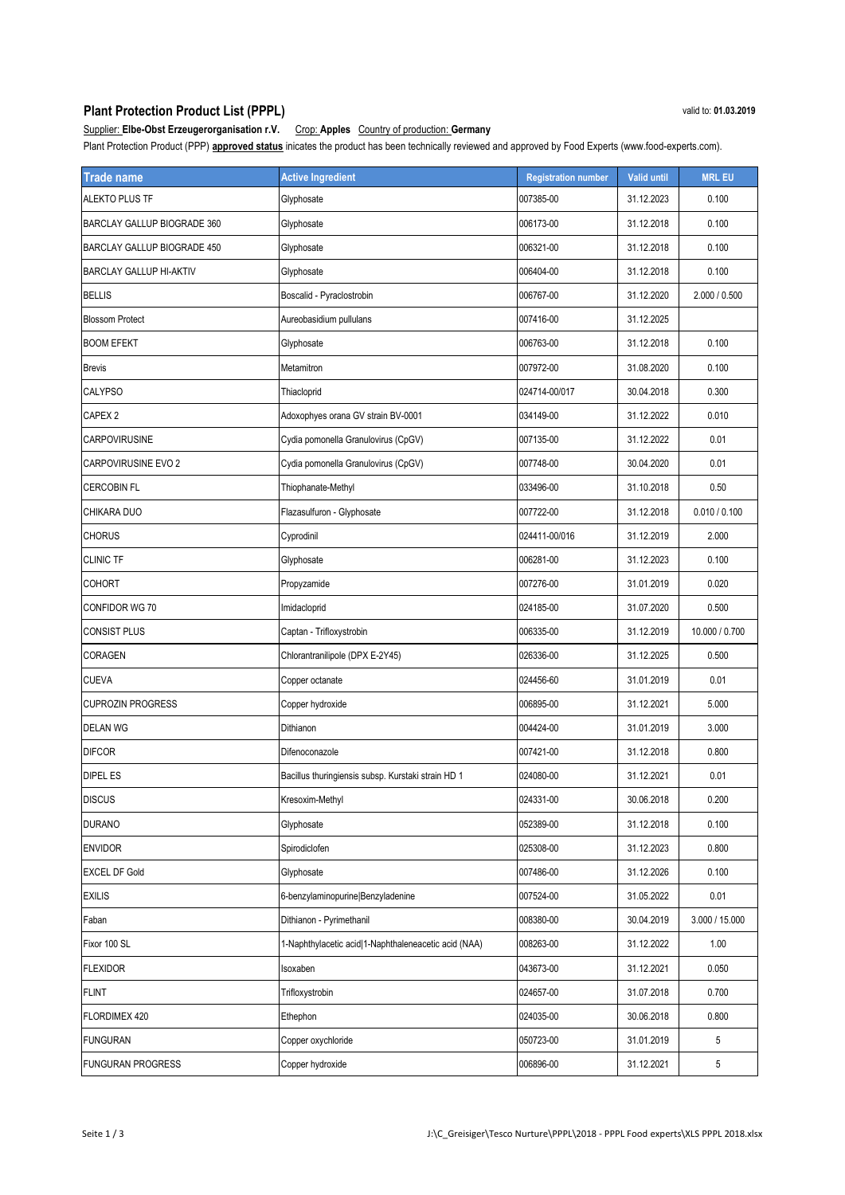## Plant Protection Product List (PPPL)

valid to: **01.03.2019**

Supplier: **Elbe-Obst Erzeugerorganisation r.V.** Crop: **Apples** Country of production: **Germany**

Plant Protection Product (PPP) **approved status** inicates the product has been technically reviewed and approved by Food Experts (www.food-experts.com).

| Trade name | Active Ingredient | Registration number | Valid until | MRL EU |
|---|---|---|---|---|
| ALEKTO PLUS TF | Glyphosate | 007385-00 | 31.12.2023 | 0.100 |
| BARCLAY GALLUP BIOGRADE 360 | Glyphosate | 006173-00 | 31.12.2018 | 0.100 |
| BARCLAY GALLUP BIOGRADE 450 | Glyphosate | 006321-00 | 31.12.2018 | 0.100 |
| BARCLAY GALLUP HI-AKTIV | Glyphosate | 006404-00 | 31.12.2018 | 0.100 |
| BELLIS | Boscalid - Pyraclostrobin | 006767-00 | 31.12.2020 | 2.000 / 0.500 |
| Blossom Protect | Aureobasidium pullulans | 007416-00 | 31.12.2025 | |
| BOOM EFEKT | Glyphosate | 006763-00 | 31.12.2018 | 0.100 |
| Brevis | Metamitron | 007972-00 | 31.08.2020 | 0.100 |
| CALYPSO | Thiacloprid | 024714-00/017 | 30.04.2018 | 0.300 |
| CAPEX 2 | Adoxophyes orana GV strain BV-0001 | 034149-00 | 31.12.2022 | 0.010 |
| CARPOVIRUSINE | Cydia pomonella Granulovirus (CpGV) | 007135-00 | 31.12.2022 | 0.01 |
| CARPOVIRUSINE EVO 2 | Cydia pomonella Granulovirus (CpGV) | 007748-00 | 30.04.2020 | 0.01 |
| CERCOBIN FL | Thiophanate-Methyl | 033496-00 | 31.10.2018 | 0.50 |
| CHIKARA DUO | Flazasulfuron - Glyphosate | 007722-00 | 31.12.2018 | 0.010 / 0.100 |
| CHORUS | Cyprodinil | 024411-00/016 | 31.12.2019 | 2.000 |
| CLINIC TF | Glyphosate | 006281-00 | 31.12.2023 | 0.100 |
| COHORT | Propyzamide | 007276-00 | 31.01.2019 | 0.020 |
| CONFIDOR WG 70 | Imidacloprid | 024185-00 | 31.07.2020 | 0.500 |
| CONSIST PLUS | Captan - Trifloxystrobin | 006335-00 | 31.12.2019 | 10.000 / 0.700 |
| CORAGEN | Chlorantranilipole (DPX E-2Y45) | 026336-00 | 31.12.2025 | 0.500 |
| CUEVA | Copper octanate | 024456-60 | 31.01.2019 | 0.01 |
| CUPROZIN PROGRESS | Copper hydroxide | 006895-00 | 31.12.2021 | 5.000 |
| DELAN WG | Dithianon | 004424-00 | 31.01.2019 | 3.000 |
| DIFCOR | Difenoconazole | 007421-00 | 31.12.2018 | 0.800 |
| DIPEL ES | Bacillus thuringiensis subsp. Kurstaki strain HD 1 | 024080-00 | 31.12.2021 | 0.01 |
| DISCUS | Kresoxim-Methyl | 024331-00 | 30.06.2018 | 0.200 |
| DURANO | Glyphosate | 052389-00 | 31.12.2018 | 0.100 |
| ENVIDOR | Spirodiclofen | 025308-00 | 31.12.2023 | 0.800 |
| EXCEL DF Gold | Glyphosate | 007486-00 | 31.12.2026 | 0.100 |
| EXILIS | 6-benzylaminopurine\|Benzyladenine | 007524-00 | 31.05.2022 | 0.01 |
| Faban | Dithianon - Pyrimethanil | 008380-00 | 30.04.2019 | 3.000 / 15.000 |
| Fixor 100 SL | 1-Naphthylacetic acid\|1-Naphthaleneacetic acid (NAA) | 008263-00 | 31.12.2022 | 1.00 |
| FLEXIDOR | Isoxaben | 043673-00 | 31.12.2021 | 0.050 |
| FLINT | Trifloxystrobin | 024657-00 | 31.07.2018 | 0.700 |
| FLORDIMEX 420 | Ethephon | 024035-00 | 30.06.2018 | 0.800 |
| FUNGURAN | Copper oxychloride | 050723-00 | 31.01.2019 | 5 |
| FUNGURAN PROGRESS | Copper hydroxide | 006896-00 | 31.12.2021 | 5 |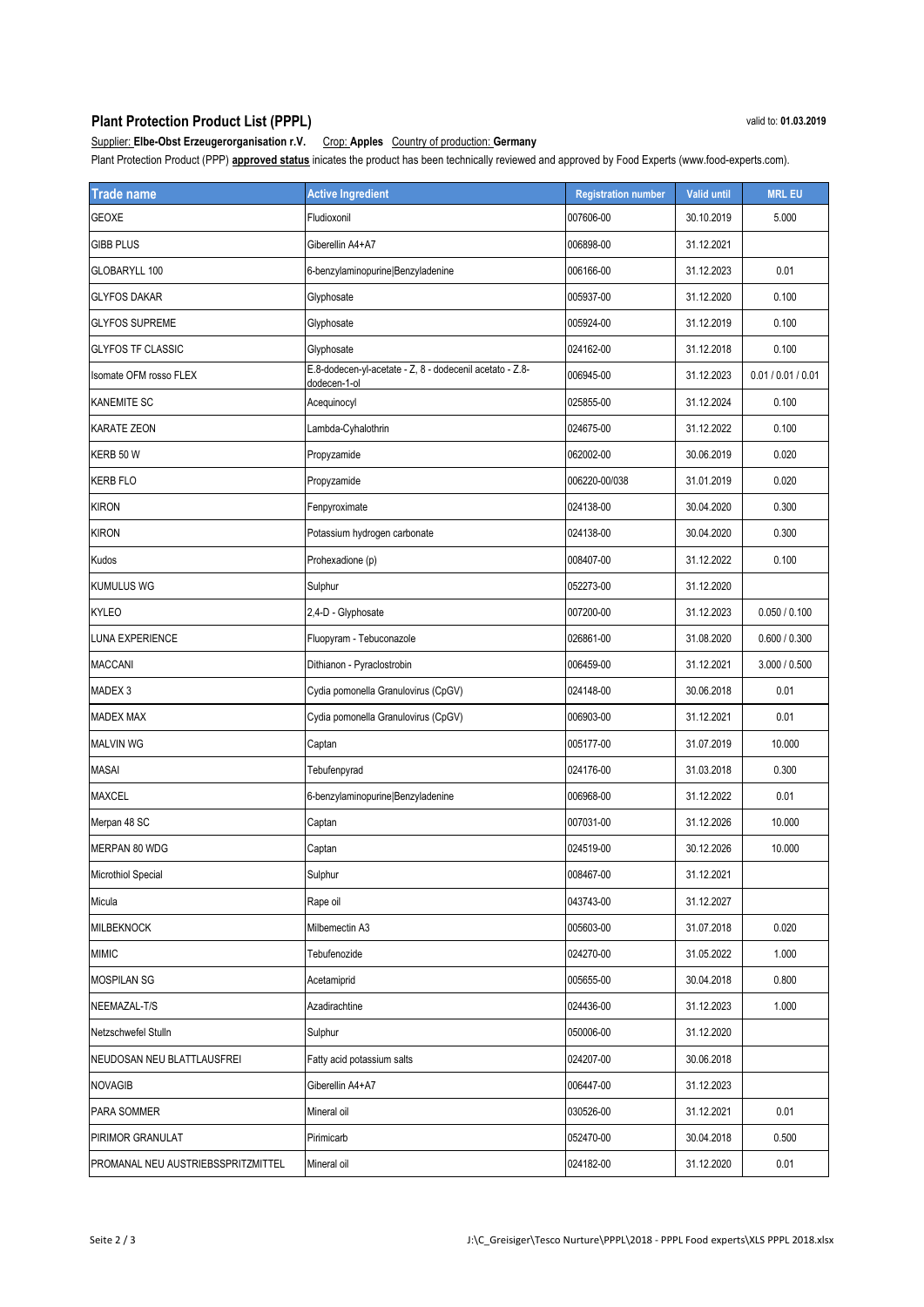**Plant Protection Product List (PPPL)**

valid to: **01.03.2019**

Supplier: **Elbe-Obst Erzeugerorganisation r.V.** Crop: **Apples** Country of production: **Germany**

Plant Protection Product (PPP) **approved status** inicates the product has been technically reviewed and approved by Food Experts (www.food-experts.com).

| Trade name | Active Ingredient | Registration number | Valid until | MRL EU |
|---|---|---|---|---|
| GEOXE | Fludioxonil | 007606-00 | 30.10.2019 | 5.000 |
| GIBB PLUS | Giberellin A4+A7 | 006898-00 | 31.12.2021 | |
| GLOBARYLL 100 | 6-benzylaminopurine\|Benzyladenine | 006166-00 | 31.12.2023 | 0.01 |
| GLYFOS DAKAR | Glyphosate | 005937-00 | 31.12.2020 | 0.100 |
| GLYFOS SUPREME | Glyphosate | 005924-00 | 31.12.2019 | 0.100 |
| GLYFOS TF CLASSIC | Glyphosate | 024162-00 | 31.12.2018 | 0.100 |
| Isomate OFM rosso FLEX | E.8-dodecen-yl-acetate - Z, 8 - dodecenil acetato - Z.8-dodecen-1-ol | 006945-00 | 31.12.2023 | 0.01 / 0.01 / 0.01 |
| KANEMITE SC | Acequinocyl | 025855-00 | 31.12.2024 | 0.100 |
| KARATE ZEON | Lambda-Cyhalothrin | 024675-00 | 31.12.2022 | 0.100 |
| KERB 50 W | Propyzamide | 062002-00 | 30.06.2019 | 0.020 |
| KERB FLO | Propyzamide | 006220-00/038 | 31.01.2019 | 0.020 |
| KIRON | Fenpyroximate | 024138-00 | 30.04.2020 | 0.300 |
| KIRON | Potassium hydrogen carbonate | 024138-00 | 30.04.2020 | 0.300 |
| Kudos | Prohexadione (p) | 008407-00 | 31.12.2022 | 0.100 |
| KUMULUS WG | Sulphur | 052273-00 | 31.12.2020 | |
| KYLEO | 2,4-D - Glyphosate | 007200-00 | 31.12.2023 | 0.050 / 0.100 |
| LUNA EXPERIENCE | Fluopyram - Tebuconazole | 026861-00 | 31.08.2020 | 0.600 / 0.300 |
| MACCANI | Dithianon - Pyraclostrobin | 006459-00 | 31.12.2021 | 3.000 / 0.500 |
| MADEX 3 | Cydia pomonella Granulovirus (CpGV) | 024148-00 | 30.06.2018 | 0.01 |
| MADEX MAX | Cydia pomonella Granulovirus (CpGV) | 006903-00 | 31.12.2021 | 0.01 |
| MALVIN WG | Captan | 005177-00 | 31.07.2019 | 10.000 |
| MASAI | Tebufenpyrad | 024176-00 | 31.03.2018 | 0.300 |
| MAXCEL | 6-benzylaminopurine\|Benzyladenine | 006968-00 | 31.12.2022 | 0.01 |
| Merpan 48 SC | Captan | 007031-00 | 31.12.2026 | 10.000 |
| MERPAN 80 WDG | Captan | 024519-00 | 30.12.2026 | 10.000 |
| Microthiol Special | Sulphur | 008467-00 | 31.12.2021 | |
| Micula | Rape oil | 043743-00 | 31.12.2027 | |
| MILBEKNOCK | Milbemectin A3 | 005603-00 | 31.07.2018 | 0.020 |
| MIMIC | Tebufenozide | 024270-00 | 31.05.2022 | 1.000 |
| MOSPILAN SG | Acetamiprid | 005655-00 | 30.04.2018 | 0.800 |
| NEEMAZAL-T/S | Azadirachtine | 024436-00 | 31.12.2023 | 1.000 |
| Netzschwefel Stulln | Sulphur | 050006-00 | 31.12.2020 | |
| NEUDOSAN NEU BLATTLAUSFREI | Fatty acid potassium salts | 024207-00 | 30.06.2018 | |
| NOVAGIB | Giberellin A4+A7 | 006447-00 | 31.12.2023 | |
| PARA SOMMER | Mineral oil | 030526-00 | 31.12.2021 | 0.01 |
| PIRIMOR GRANULAT | Pirimicarb | 052470-00 | 30.04.2018 | 0.500 |
| PROMANAL NEU AUSTRIEBSSPRITZMITTEL | Mineral oil | 024182-00 | 31.12.2020 | 0.01 |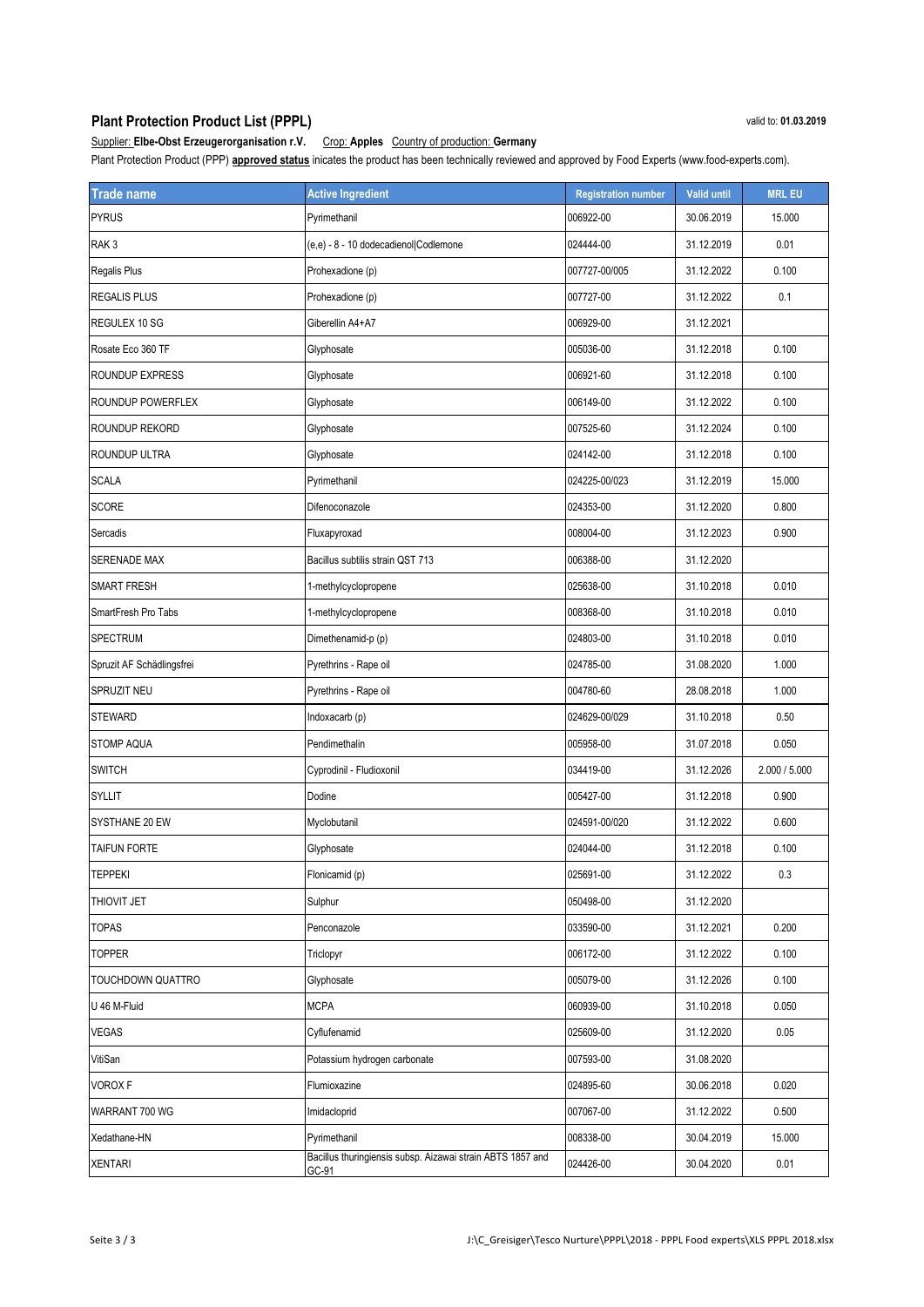## Plant Protection Product List (PPPL)

valid to: **01.03.2019**

Supplier: **Elbe-Obst Erzeugerorganisation r.V.** Crop: **Apples** Country of production: **Germany**

Plant Protection Product (PPP) **approved status** inicates the product has been technically reviewed and approved by Food Experts (www.food-experts.com).

| Trade name | Active Ingredient | Registration number | Valid until | MRL EU |
|---|---|---|---|---|
| PYRUS | Pyrimethanil | 006922-00 | 30.06.2019 | 15.000 |
| RAK 3 | (e,e) - 8 - 10 dodecadienol\|Codlemone | 024444-00 | 31.12.2019 | 0.01 |
| Regalis Plus | Prohexadione (p) | 007727-00/005 | 31.12.2022 | 0.100 |
| REGALIS PLUS | Prohexadione (p) | 007727-00 | 31.12.2022 | 0.1 |
| REGULEX 10 SG | Giberellin A4+A7 | 006929-00 | 31.12.2021 | |
| Rosate Eco 360 TF | Glyphosate | 005036-00 | 31.12.2018 | 0.100 |
| ROUNDUP EXPRESS | Glyphosate | 006921-60 | 31.12.2018 | 0.100 |
| ROUNDUP POWERFLEX | Glyphosate | 006149-00 | 31.12.2022 | 0.100 |
| ROUNDUP REKORD | Glyphosate | 007525-60 | 31.12.2024 | 0.100 |
| ROUNDUP ULTRA | Glyphosate | 024142-00 | 31.12.2018 | 0.100 |
| SCALA | Pyrimethanil | 024225-00/023 | 31.12.2019 | 15.000 |
| SCORE | Difenoconazole | 024353-00 | 31.12.2020 | 0.800 |
| Sercadis | Fluxapyroxad | 008004-00 | 31.12.2023 | 0.900 |
| SERENADE MAX | Bacillus subtilis strain QST 713 | 006388-00 | 31.12.2020 | |
| SMART FRESH | 1-methylcyclopropene | 025638-00 | 31.10.2018 | 0.010 |
| SmartFresh Pro Tabs | 1-methylcyclopropene | 008368-00 | 31.10.2018 | 0.010 |
| SPECTRUM | Dimethenamid-p (p) | 024803-00 | 31.10.2018 | 0.010 |
| Spruzit AF Schädlingsfrei | Pyrethrins - Rape oil | 024785-00 | 31.08.2020 | 1.000 |
| SPRUZIT NEU | Pyrethrins - Rape oil | 004780-60 | 28.08.2018 | 1.000 |
| STEWARD | Indoxacarb (p) | 024629-00/029 | 31.10.2018 | 0.50 |
| STOMP AQUA | Pendimethalin | 005958-00 | 31.07.2018 | 0.050 |
| SWITCH | Cyprodinil - Fludioxonil | 034419-00 | 31.12.2026 | 2.000 / 5.000 |
| SYLLIT | Dodine | 005427-00 | 31.12.2018 | 0.900 |
| SYSTHANE 20 EW | Myclobutanil | 024591-00/020 | 31.12.2022 | 0.600 |
| TAIFUN FORTE | Glyphosate | 024044-00 | 31.12.2018 | 0.100 |
| TEPPEKI | Flonicamid (p) | 025691-00 | 31.12.2022 | 0.3 |
| THIOVIT JET | Sulphur | 050498-00 | 31.12.2020 | |
| TOPAS | Penconazole | 033590-00 | 31.12.2021 | 0.200 |
| TOPPER | Triclopyr | 006172-00 | 31.12.2022 | 0.100 |
| TOUCHDOWN QUATTRO | Glyphosate | 005079-00 | 31.12.2026 | 0.100 |
| U 46 M-Fluid | MCPA | 060939-00 | 31.10.2018 | 0.050 |
| VEGAS | Cyflufenamid | 025609-00 | 31.12.2020 | 0.05 |
| VitiSan | Potassium hydrogen carbonate | 007593-00 | 31.08.2020 | |
| VOROX F | Flumioxazine | 024895-60 | 30.06.2018 | 0.020 |
| WARRANT 700 WG | Imidacloprid | 007067-00 | 31.12.2022 | 0.500 |
| Xedathane-HN | Pyrimethanil | 008338-00 | 30.04.2019 | 15.000 |
| XENTARI | Bacillus thuringiensis subsp. Aizawai strain ABTS 1857 and GC-91 | 024426-00 | 30.04.2020 | 0.01 |